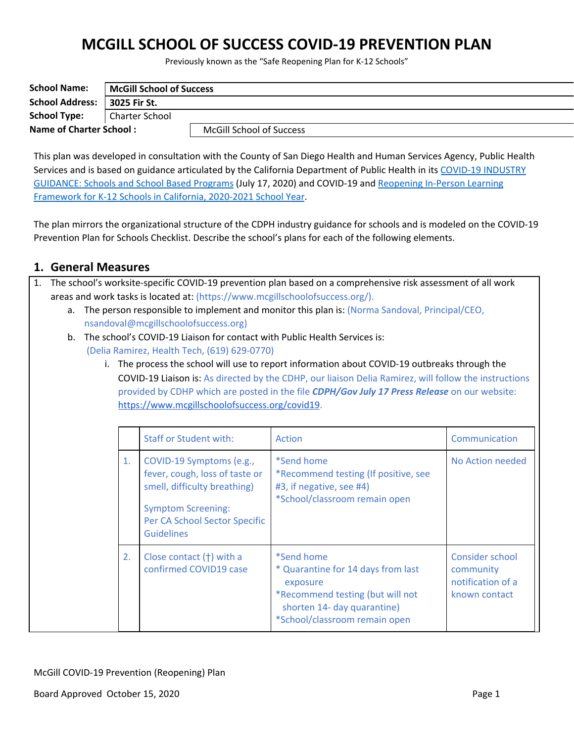# MCGILL SCHOOL OF SUCCESS COVID-19 PREVENTION PLAN

Previously known as the "Safe Reopening Plan for K-12 Schools"

| | |
|---|---|
| **School Name:** | **McGill School of Success** |
| **School Address:** | **3025 Fir St.** |
| **School Type:** | Charter School |
| **Name of Charter School :** | McGill School of Success |

This plan was developed in consultation with the County of San Diego Health and Human Services Agency, Public Health Services and is based on guidance articulated by the California Department of Public Health in its COVID-19 INDUSTRY GUIDANCE: Schools and School Based Programs (July 17, 2020) and COVID-19 and Reopening In-Person Learning Framework for K-12 Schools in California, 2020-2021 School Year.

The plan mirrors the organizational structure of the CDPH industry guidance for schools and is modeled on the COVID-19 Prevention Plan for Schools Checklist. Describe the school's plans for each of the following elements.

## 1. General Measures

1. The school's worksite-specific COVID-19 prevention plan based on a comprehensive risk assessment of all work areas and work tasks is located at: (https://www.mcgillschoolofsuccess.org/).
   a. The person responsible to implement and monitor this plan is: (Norma Sandoval, Principal/CEO, nsandoval@mcgillschoolofsuccess.org)
   b. The school's COVID-19 Liaison for contact with Public Health Services is: (Delia Ramirez, Health Tech, (619) 629-0770)
      i. The process the school will use to report information about COVID-19 outbreaks through the COVID-19 Liaison is: As directed by the CDHP, our liaison Delia Ramirez, will follow the instructions provided by CDHP which are posted in the file ***CDPH/Gov July 17 Press Release*** on our website: https://www.mcgillschoolofsuccess.org/covid19.

| | Staff or Student with: | Action | Communication |
|---|---|---|---|
| 1. | COVID-19 Symptoms (e.g., fever, cough, loss of taste or smell, difficulty breathing)<br><br>Symptom Screening: Per CA School Sector Specific Guidelines | *Send home<br>*Recommend testing (If positive, see #3, if negative, see #4)<br>*School/classroom remain open | No Action needed |
| 2. | Close contact (†) with a confirmed COVID19 case | *Send home<br>* Quarantine for 14 days from last exposure<br>*Recommend testing (but will not shorten 14- day quarantine)<br>*School/classroom remain open | Consider school community notification of a known contact |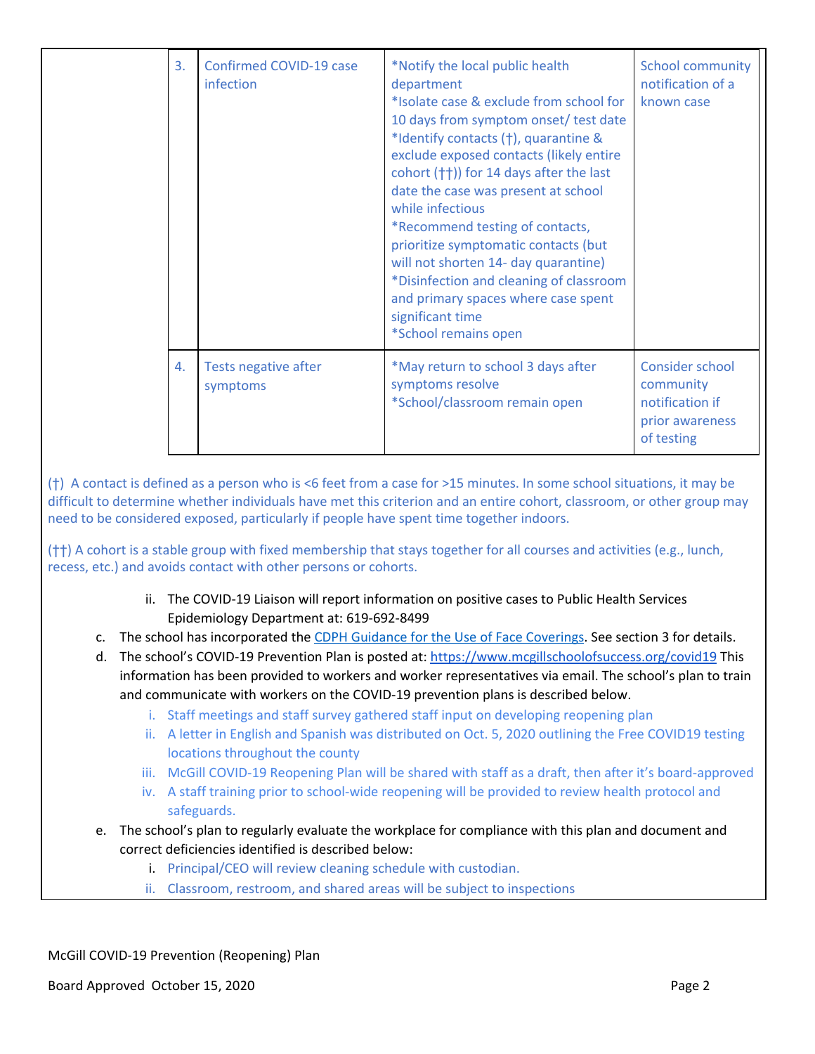| | | | |
|---|---|---|---|
| 3. | Confirmed COVID-19 case infection | *Notify the local public health department<br>*Isolate case & exclude from school for 10 days from symptom onset/ test date<br>*Identify contacts (†), quarantine & exclude exposed contacts (likely entire cohort (††)) for 14 days after the last date the case was present at school while infectious<br>*Recommend testing of contacts, prioritize symptomatic contacts (but will not shorten 14- day quarantine)<br>*Disinfection and cleaning of classroom and primary spaces where case spent significant time<br>*School remains open | School community notification of a known case |
| 4. | Tests negative after symptoms | *May return to school 3 days after symptoms resolve<br>*School/classroom remain open | Consider school community notification if prior awareness of testing |

(†) A contact is defined as a person who is <6 feet from a case for >15 minutes. In some school situations, it may be difficult to determine whether individuals have met this criterion and an entire cohort, classroom, or other group may need to be considered exposed, particularly if people have spent time together indoors.

(††) A cohort is a stable group with fixed membership that stays together for all courses and activities (e.g., lunch, recess, etc.) and avoids contact with other persons or cohorts.

ii. The COVID-19 Liaison will report information on positive cases to Public Health Services Epidemiology Department at: 619-692-8499

c. The school has incorporated the [CDPH Guidance for the Use of Face Coverings](). See section 3 for details.

d. The school's COVID-19 Prevention Plan is posted at: [https://www.mcgillschoolofsuccess.org/covid19](https://www.mcgillschoolofsuccess.org/covid19) This information has been provided to workers and worker representatives via email. The school's plan to train and communicate with workers on the COVID-19 prevention plans is described below.

   i. Staff meetings and staff survey gathered staff input on developing reopening plan
   ii. A letter in English and Spanish was distributed on Oct. 5, 2020 outlining the Free COVID19 testing locations throughout the county
   iii. McGill COVID-19 Reopening Plan will be shared with staff as a draft, then after it's board-approved
   iv. A staff training prior to school-wide reopening will be provided to review health protocol and safeguards.

e. The school's plan to regularly evaluate the workplace for compliance with this plan and document and correct deficiencies identified is described below:

   i. Principal/CEO will review cleaning schedule with custodian.
   ii. Classroom, restroom, and shared areas will be subject to inspections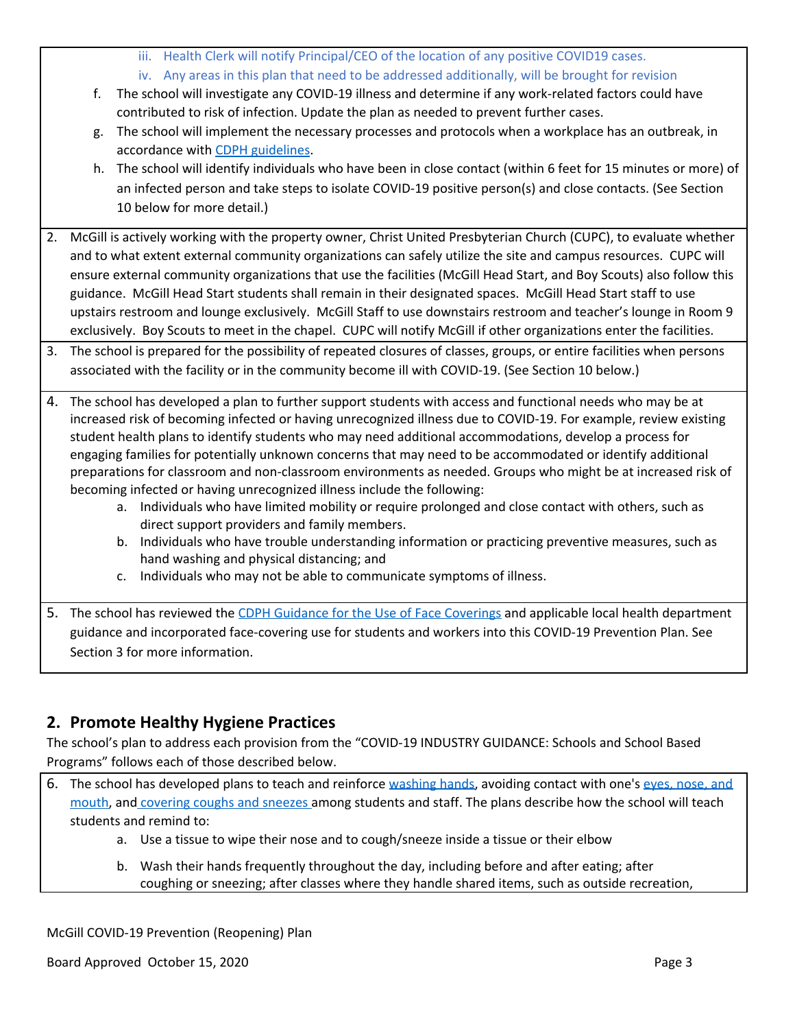iii. Health Clerk will notify Principal/CEO of the location of any positive COVID19 cases.

iv. Any areas in this plan that need to be addressed additionally, will be brought for revision

f. The school will investigate any COVID-19 illness and determine if any work-related factors could have contributed to risk of infection. Update the plan as needed to prevent further cases.

g. The school will implement the necessary processes and protocols when a workplace has an outbreak, in accordance with CDPH guidelines.

h. The school will identify individuals who have been in close contact (within 6 feet for 15 minutes or more) of an infected person and take steps to isolate COVID-19 positive person(s) and close contacts. (See Section 10 below for more detail.)

2. McGill is actively working with the property owner, Christ United Presbyterian Church (CUPC), to evaluate whether and to what extent external community organizations can safely utilize the site and campus resources. CUPC will ensure external community organizations that use the facilities (McGill Head Start, and Boy Scouts) also follow this guidance. McGill Head Start students shall remain in their designated spaces. McGill Head Start staff to use upstairs restroom and lounge exclusively. McGill Staff to use downstairs restroom and teacher's lounge in Room 9 exclusively. Boy Scouts to meet in the chapel. CUPC will notify McGill if other organizations enter the facilities.

3. The school is prepared for the possibility of repeated closures of classes, groups, or entire facilities when persons associated with the facility or in the community become ill with COVID-19. (See Section 10 below.)

4. The school has developed a plan to further support students with access and functional needs who may be at increased risk of becoming infected or having unrecognized illness due to COVID-19. For example, review existing student health plans to identify students who may need additional accommodations, develop a process for engaging families for potentially unknown concerns that may need to be accommodated or identify additional preparations for classroom and non-classroom environments as needed. Groups who might be at increased risk of becoming infected or having unrecognized illness include the following:
   a. Individuals who have limited mobility or require prolonged and close contact with others, such as direct support providers and family members.
   b. Individuals who have trouble understanding information or practicing preventive measures, such as hand washing and physical distancing; and
   c. Individuals who may not be able to communicate symptoms of illness.

5. The school has reviewed the CDPH Guidance for the Use of Face Coverings and applicable local health department guidance and incorporated face-covering use for students and workers into this COVID-19 Prevention Plan. See Section 3 for more information.

## 2. Promote Healthy Hygiene Practices

The school's plan to address each provision from the "COVID-19 INDUSTRY GUIDANCE: Schools and School Based Programs" follows each of those described below.

6. The school has developed plans to teach and reinforce washing hands, avoiding contact with one's eyes, nose, and mouth, and covering coughs and sneezes among students and staff. The plans describe how the school will teach students and remind to:
   a. Use a tissue to wipe their nose and to cough/sneeze inside a tissue or their elbow
   b. Wash their hands frequently throughout the day, including before and after eating; after coughing or sneezing; after classes where they handle shared items, such as outside recreation,

McGill COVID-19 Prevention (Reopening) Plan

Board Approved October 15, 2020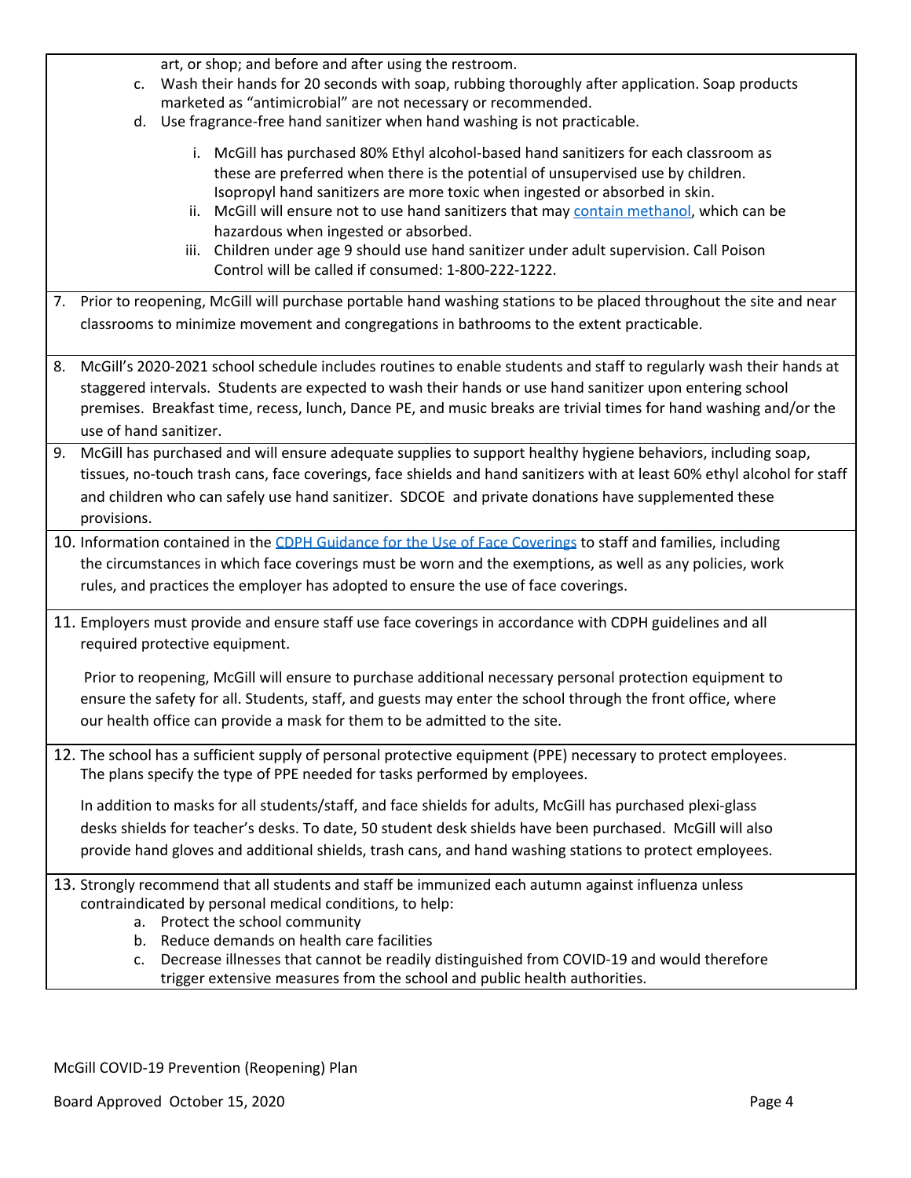art, or shop; and before and after using the restroom.

   c. Wash their hands for 20 seconds with soap, rubbing thoroughly after application. Soap products marketed as "antimicrobial" are not necessary or recommended.
   d. Use fragrance-free hand sanitizer when hand washing is not practicable.
      i. McGill has purchased 80% Ethyl alcohol-based hand sanitizers for each classroom as these are preferred when there is the potential of unsupervised use by children. Isopropyl hand sanitizers are more toxic when ingested or absorbed in skin.
      ii. McGill will ensure not to use hand sanitizers that may [contain methanol](), which can be hazardous when ingested or absorbed.
      iii. Children under age 9 should use hand sanitizer under adult supervision. Call Poison Control will be called if consumed: 1-800-222-1222.

7. Prior to reopening, McGill will purchase portable hand washing stations to be placed throughout the site and near classrooms to minimize movement and congregations in bathrooms to the extent practicable.

8. McGill's 2020-2021 school schedule includes routines to enable students and staff to regularly wash their hands at staggered intervals. Students are expected to wash their hands or use hand sanitizer upon entering school premises. Breakfast time, recess, lunch, Dance PE, and music breaks are trivial times for hand washing and/or the use of hand sanitizer.

9. McGill has purchased and will ensure adequate supplies to support healthy hygiene behaviors, including soap, tissues, no-touch trash cans, face coverings, face shields and hand sanitizers with at least 60% ethyl alcohol for staff and children who can safely use hand sanitizer. SDCOE and private donations have supplemented these provisions.

10. Information contained in the [CDPH Guidance for the Use of Face Coverings]() to staff and families, including the circumstances in which face coverings must be worn and the exemptions, as well as any policies, work rules, and practices the employer has adopted to ensure the use of face coverings.

11. Employers must provide and ensure staff use face coverings in accordance with CDPH guidelines and all required protective equipment.

    Prior to reopening, McGill will ensure to purchase additional necessary personal protection equipment to ensure the safety for all. Students, staff, and guests may enter the school through the front office, where our health office can provide a mask for them to be admitted to the site.

12. The school has a sufficient supply of personal protective equipment (PPE) necessary to protect employees. The plans specify the type of PPE needed for tasks performed by employees.

    In addition to masks for all students/staff, and face shields for adults, McGill has purchased plexi-glass desks shields for teacher's desks. To date, 50 student desk shields have been purchased. McGill will also provide hand gloves and additional shields, trash cans, and hand washing stations to protect employees.

13. Strongly recommend that all students and staff be immunized each autumn against influenza unless contraindicated by personal medical conditions, to help:
    a. Protect the school community
    b. Reduce demands on health care facilities
    c. Decrease illnesses that cannot be readily distinguished from COVID-19 and would therefore trigger extensive measures from the school and public health authorities.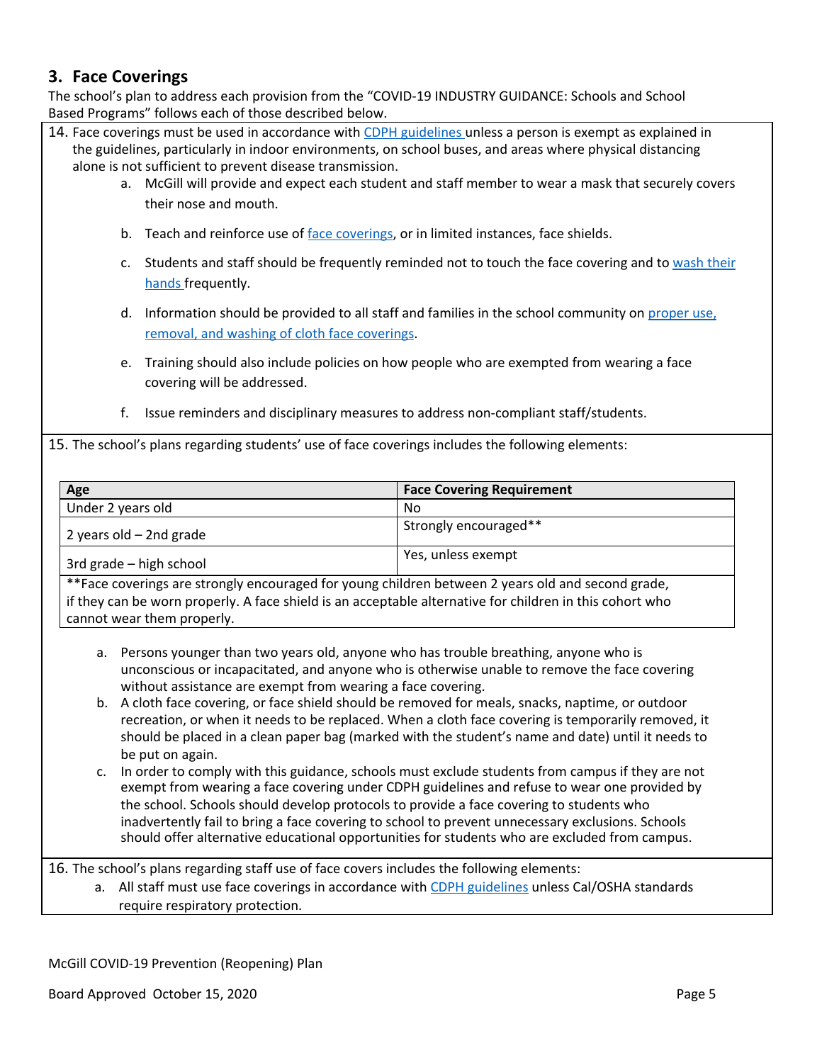## 3. Face Coverings

The school's plan to address each provision from the "COVID-19 INDUSTRY GUIDANCE: Schools and School Based Programs" follows each of those described below.

14. Face coverings must be used in accordance with CDPH guidelines unless a person is exempt as explained in the guidelines, particularly in indoor environments, on school buses, and areas where physical distancing alone is not sufficient to prevent disease transmission.
    a. McGill will provide and expect each student and staff member to wear a mask that securely covers their nose and mouth.
    b. Teach and reinforce use of face coverings, or in limited instances, face shields.
    c. Students and staff should be frequently reminded not to touch the face covering and to wash their hands frequently.
    d. Information should be provided to all staff and families in the school community on proper use, removal, and washing of cloth face coverings.
    e. Training should also include policies on how people who are exempted from wearing a face covering will be addressed.
    f. Issue reminders and disciplinary measures to address non-compliant staff/students.

15. The school's plans regarding students' use of face coverings includes the following elements:

| Age | Face Covering Requirement |
|---|---|
| Under 2 years old | No |
| 2 years old – 2nd grade | Strongly encouraged** |
| 3rd grade – high school | Yes, unless exempt |

**Face coverings are strongly encouraged for young children between 2 years old and second grade, if they can be worn properly. A face shield is an acceptable alternative for children in this cohort who cannot wear them properly.

a. Persons younger than two years old, anyone who has trouble breathing, anyone who is unconscious or incapacitated, and anyone who is otherwise unable to remove the face covering without assistance are exempt from wearing a face covering.
b. A cloth face covering, or face shield should be removed for meals, snacks, naptime, or outdoor recreation, or when it needs to be replaced. When a cloth face covering is temporarily removed, it should be placed in a clean paper bag (marked with the student's name and date) until it needs to be put on again.
c. In order to comply with this guidance, schools must exclude students from campus if they are not exempt from wearing a face covering under CDPH guidelines and refuse to wear one provided by the school. Schools should develop protocols to provide a face covering to students who inadvertently fail to bring a face covering to school to prevent unnecessary exclusions. Schools should offer alternative educational opportunities for students who are excluded from campus.

16. The school's plans regarding staff use of face covers includes the following elements:
    a. All staff must use face coverings in accordance with CDPH guidelines unless Cal/OSHA standards require respiratory protection.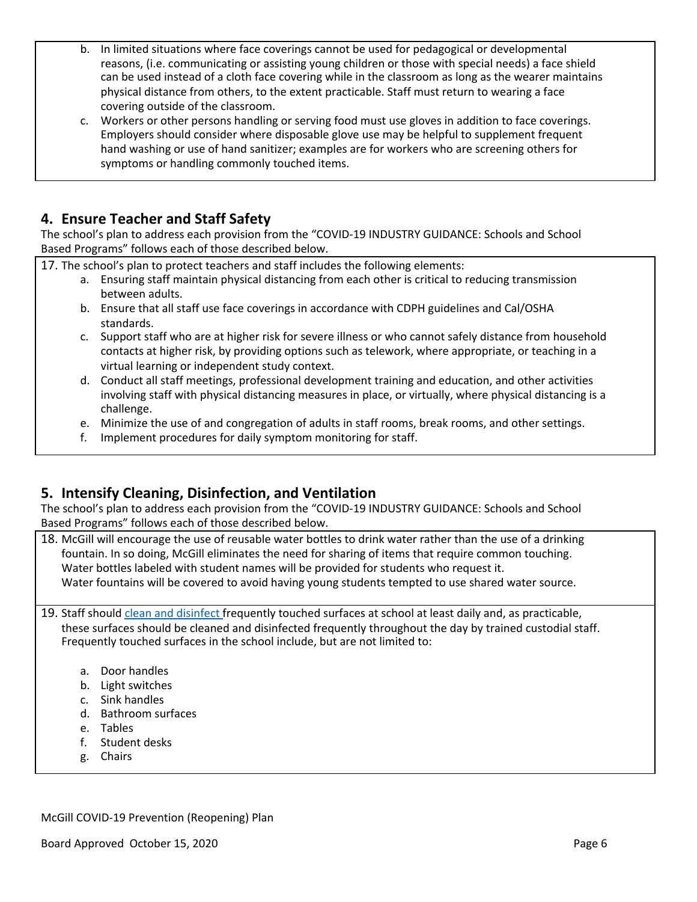b. In limited situations where face coverings cannot be used for pedagogical or developmental reasons, (i.e. communicating or assisting young children or those with special needs) a face shield can be used instead of a cloth face covering while in the classroom as long as the wearer maintains physical distance from others, to the extent practicable. Staff must return to wearing a face covering outside of the classroom.

c. Workers or other persons handling or serving food must use gloves in addition to face coverings. Employers should consider where disposable glove use may be helpful to supplement frequent hand washing or use of hand sanitizer; examples are for workers who are screening others for symptoms or handling commonly touched items.

## 4. Ensure Teacher and Staff Safety

The school's plan to address each provision from the "COVID-19 INDUSTRY GUIDANCE: Schools and School Based Programs" follows each of those described below.

17. The school's plan to protect teachers and staff includes the following elements:
    a. Ensuring staff maintain physical distancing from each other is critical to reducing transmission between adults.
    b. Ensure that all staff use face coverings in accordance with CDPH guidelines and Cal/OSHA standards.
    c. Support staff who are at higher risk for severe illness or who cannot safely distance from household contacts at higher risk, by providing options such as telework, where appropriate, or teaching in a virtual learning or independent study context.
    d. Conduct all staff meetings, professional development training and education, and other activities involving staff with physical distancing measures in place, or virtually, where physical distancing is a challenge.
    e. Minimize the use of and congregation of adults in staff rooms, break rooms, and other settings.
    f. Implement procedures for daily symptom monitoring for staff.

## 5. Intensify Cleaning, Disinfection, and Ventilation

The school's plan to address each provision from the "COVID-19 INDUSTRY GUIDANCE: Schools and School Based Programs" follows each of those described below.

18. McGill will encourage the use of reusable water bottles to drink water rather than the use of a drinking fountain. In so doing, McGill eliminates the need for sharing of items that require common touching. Water bottles labeled with student names will be provided for students who request it. Water fountains will be covered to avoid having young students tempted to use shared water source.

19. Staff should clean and disinfect frequently touched surfaces at school at least daily and, as practicable, these surfaces should be cleaned and disinfected frequently throughout the day by trained custodial staff. Frequently touched surfaces in the school include, but are not limited to:

    a. Door handles
    b. Light switches
    c. Sink handles
    d. Bathroom surfaces
    e. Tables
    f. Student desks
    g. Chairs

McGill COVID-19 Prevention (Reopening) Plan

Board Approved October 15, 2020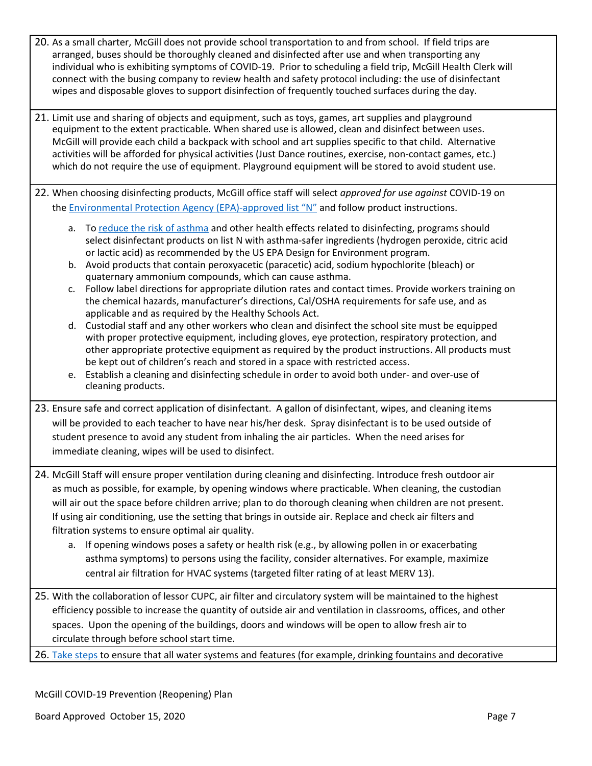20. As a small charter, McGill does not provide school transportation to and from school. If field trips are arranged, buses should be thoroughly cleaned and disinfected after use and when transporting any individual who is exhibiting symptoms of COVID-19. Prior to scheduling a field trip, McGill Health Clerk will connect with the busing company to review health and safety protocol including: the use of disinfectant wipes and disposable gloves to support disinfection of frequently touched surfaces during the day.

21. Limit use and sharing of objects and equipment, such as toys, games, art supplies and playground equipment to the extent practicable. When shared use is allowed, clean and disinfect between uses. McGill will provide each child a backpack with school and art supplies specific to that child. Alternative activities will be afforded for physical activities (Just Dance routines, exercise, non-contact games, etc.) which do not require the use of equipment. Playground equipment will be stored to avoid student use.

22. When choosing disinfecting products, McGill office staff will select *approved for use against* COVID-19 on the Environmental Protection Agency (EPA)-approved list "N" and follow product instructions.
    a. To reduce the risk of asthma and other health effects related to disinfecting, programs should select disinfectant products on list N with asthma-safer ingredients (hydrogen peroxide, citric acid or lactic acid) as recommended by the US EPA Design for Environment program.
    b. Avoid products that contain peroxyacetic (paracetic) acid, sodium hypochlorite (bleach) or quaternary ammonium compounds, which can cause asthma.
    c. Follow label directions for appropriate dilution rates and contact times. Provide workers training on the chemical hazards, manufacturer's directions, Cal/OSHA requirements for safe use, and as applicable and as required by the Healthy Schools Act.
    d. Custodial staff and any other workers who clean and disinfect the school site must be equipped with proper protective equipment, including gloves, eye protection, respiratory protection, and other appropriate protective equipment as required by the product instructions. All products must be kept out of children's reach and stored in a space with restricted access.
    e. Establish a cleaning and disinfecting schedule in order to avoid both under- and over-use of cleaning products.

23. Ensure safe and correct application of disinfectant. A gallon of disinfectant, wipes, and cleaning items will be provided to each teacher to have near his/her desk. Spray disinfectant is to be used outside of student presence to avoid any student from inhaling the air particles. When the need arises for immediate cleaning, wipes will be used to disinfect.

24. McGill Staff will ensure proper ventilation during cleaning and disinfecting. Introduce fresh outdoor air as much as possible, for example, by opening windows where practicable. When cleaning, the custodian will air out the space before children arrive; plan to do thorough cleaning when children are not present. If using air conditioning, use the setting that brings in outside air. Replace and check air filters and filtration systems to ensure optimal air quality.
    a. If opening windows poses a safety or health risk (e.g., by allowing pollen in or exacerbating asthma symptoms) to persons using the facility, consider alternatives. For example, maximize central air filtration for HVAC systems (targeted filter rating of at least MERV 13).

25. With the collaboration of lessor CUPC, air filter and circulatory system will be maintained to the highest efficiency possible to increase the quantity of outside air and ventilation in classrooms, offices, and other spaces. Upon the opening of the buildings, doors and windows will be open to allow fresh air to circulate through before school start time.

26. Take steps to ensure that all water systems and features (for example, drinking fountains and decorative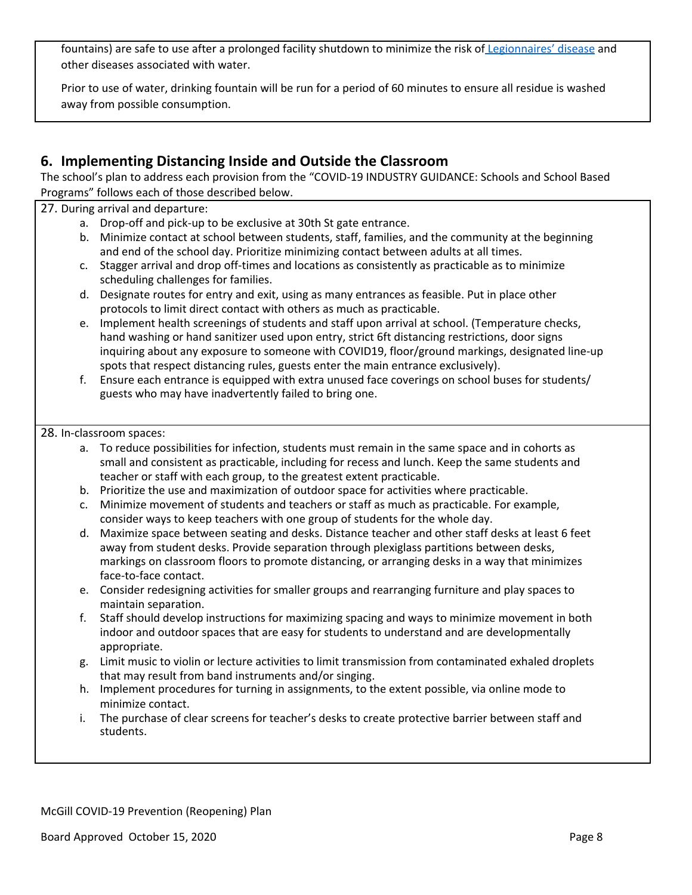fountains) are safe to use after a prolonged facility shutdown to minimize the risk of [Legionnaires' disease](#) and other diseases associated with water.

Prior to use of water, drinking fountain will be run for a period of 60 minutes to ensure all residue is washed away from possible consumption.

## 6. Implementing Distancing Inside and Outside the Classroom

The school's plan to address each provision from the "COVID-19 INDUSTRY GUIDANCE: Schools and School Based Programs" follows each of those described below.

27. During arrival and departure:
    a. Drop-off and pick-up to be exclusive at 30th St gate entrance.
    b. Minimize contact at school between students, staff, families, and the community at the beginning and end of the school day. Prioritize minimizing contact between adults at all times.
    c. Stagger arrival and drop off-times and locations as consistently as practicable as to minimize scheduling challenges for families.
    d. Designate routes for entry and exit, using as many entrances as feasible. Put in place other protocols to limit direct contact with others as much as practicable.
    e. Implement health screenings of students and staff upon arrival at school. (Temperature checks, hand washing or hand sanitizer used upon entry, strict 6ft distancing restrictions, door signs inquiring about any exposure to someone with COVID19, floor/ground markings, designated line-up spots that respect distancing rules, guests enter the main entrance exclusively).
    f. Ensure each entrance is equipped with extra unused face coverings on school buses for students/ guests who may have inadvertently failed to bring one.

28. In-classroom spaces:
    a. To reduce possibilities for infection, students must remain in the same space and in cohorts as small and consistent as practicable, including for recess and lunch. Keep the same students and teacher or staff with each group, to the greatest extent practicable.
    b. Prioritize the use and maximization of outdoor space for activities where practicable.
    c. Minimize movement of students and teachers or staff as much as practicable. For example, consider ways to keep teachers with one group of students for the whole day.
    d. Maximize space between seating and desks. Distance teacher and other staff desks at least 6 feet away from student desks. Provide separation through plexiglass partitions between desks, markings on classroom floors to promote distancing, or arranging desks in a way that minimizes face-to-face contact.
    e. Consider redesigning activities for smaller groups and rearranging furniture and play spaces to maintain separation.
    f. Staff should develop instructions for maximizing spacing and ways to minimize movement in both indoor and outdoor spaces that are easy for students to understand and are developmentally appropriate.
    g. Limit music to violin or lecture activities to limit transmission from contaminated exhaled droplets that may result from band instruments and/or singing.
    h. Implement procedures for turning in assignments, to the extent possible, via online mode to minimize contact.
    i. The purchase of clear screens for teacher's desks to create protective barrier between staff and students.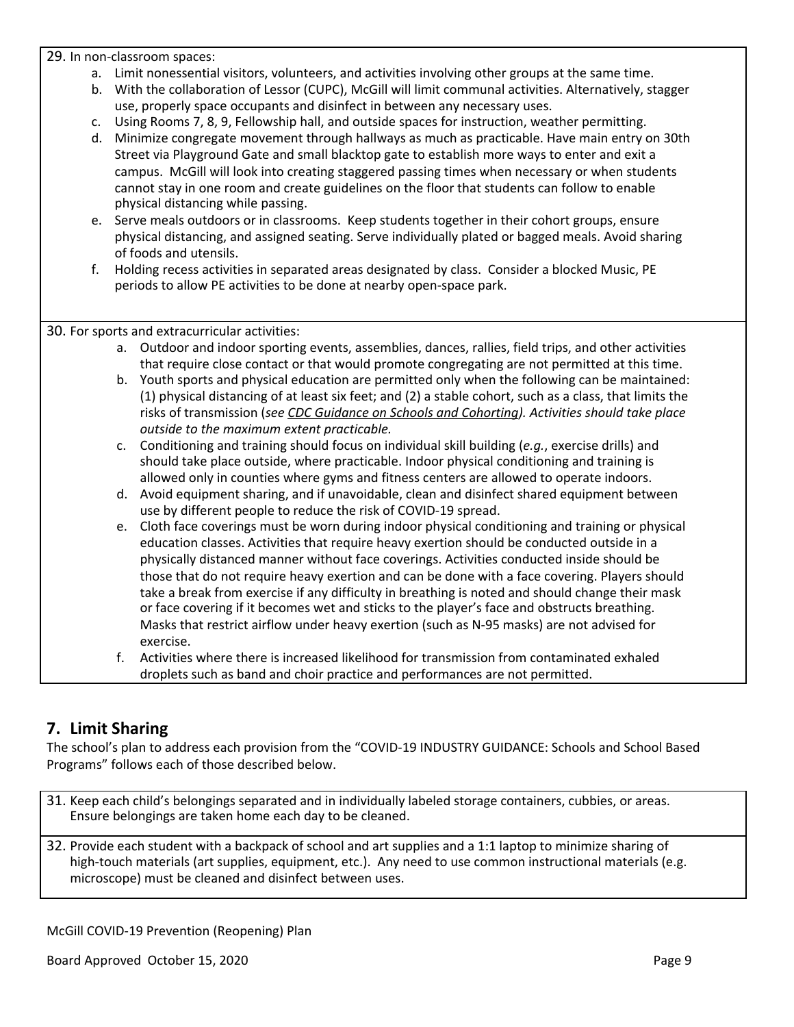29. In non-classroom spaces:

   a. Limit nonessential visitors, volunteers, and activities involving other groups at the same time.
   b. With the collaboration of Lessor (CUPC), McGill will limit communal activities. Alternatively, stagger use, properly space occupants and disinfect in between any necessary uses.
   c. Using Rooms 7, 8, 9, Fellowship hall, and outside spaces for instruction, weather permitting.
   d. Minimize congregate movement through hallways as much as practicable. Have main entry on 30th Street via Playground Gate and small blacktop gate to establish more ways to enter and exit a campus. McGill will look into creating staggered passing times when necessary or when students cannot stay in one room and create guidelines on the floor that students can follow to enable physical distancing while passing.
   e. Serve meals outdoors or in classrooms. Keep students together in their cohort groups, ensure physical distancing, and assigned seating. Serve individually plated or bagged meals. Avoid sharing of foods and utensils.
   f. Holding recess activities in separated areas designated by class. Consider a blocked Music, PE periods to allow PE activities to be done at nearby open-space park.

30. For sports and extracurricular activities:

   a. Outdoor and indoor sporting events, assemblies, dances, rallies, field trips, and other activities that require close contact or that would promote congregating are not permitted at this time.
   b. Youth sports and physical education are permitted only when the following can be maintained: (1) physical distancing of at least six feet; and (2) a stable cohort, such as a class, that limits the risks of transmission (*see CDC Guidance on Schools and Cohorting). Activities should take place outside to the maximum extent practicable.*
   c. Conditioning and training should focus on individual skill building (*e.g.*, exercise drills) and should take place outside, where practicable. Indoor physical conditioning and training is allowed only in counties where gyms and fitness centers are allowed to operate indoors.
   d. Avoid equipment sharing, and if unavoidable, clean and disinfect shared equipment between use by different people to reduce the risk of COVID-19 spread.
   e. Cloth face coverings must be worn during indoor physical conditioning and training or physical education classes. Activities that require heavy exertion should be conducted outside in a physically distanced manner without face coverings. Activities conducted inside should be those that do not require heavy exertion and can be done with a face covering. Players should take a break from exercise if any difficulty in breathing is noted and should change their mask or face covering if it becomes wet and sticks to the player's face and obstructs breathing. Masks that restrict airflow under heavy exertion (such as N-95 masks) are not advised for exercise.
   f. Activities where there is increased likelihood for transmission from contaminated exhaled droplets such as band and choir practice and performances are not permitted.

## 7. Limit Sharing

The school's plan to address each provision from the "COVID-19 INDUSTRY GUIDANCE: Schools and School Based Programs" follows each of those described below.

31. Keep each child's belongings separated and in individually labeled storage containers, cubbies, or areas. Ensure belongings are taken home each day to be cleaned.

32. Provide each student with a backpack of school and art supplies and a 1:1 laptop to minimize sharing of high-touch materials (art supplies, equipment, etc.). Any need to use common instructional materials (e.g. microscope) must be cleaned and disinfect between uses.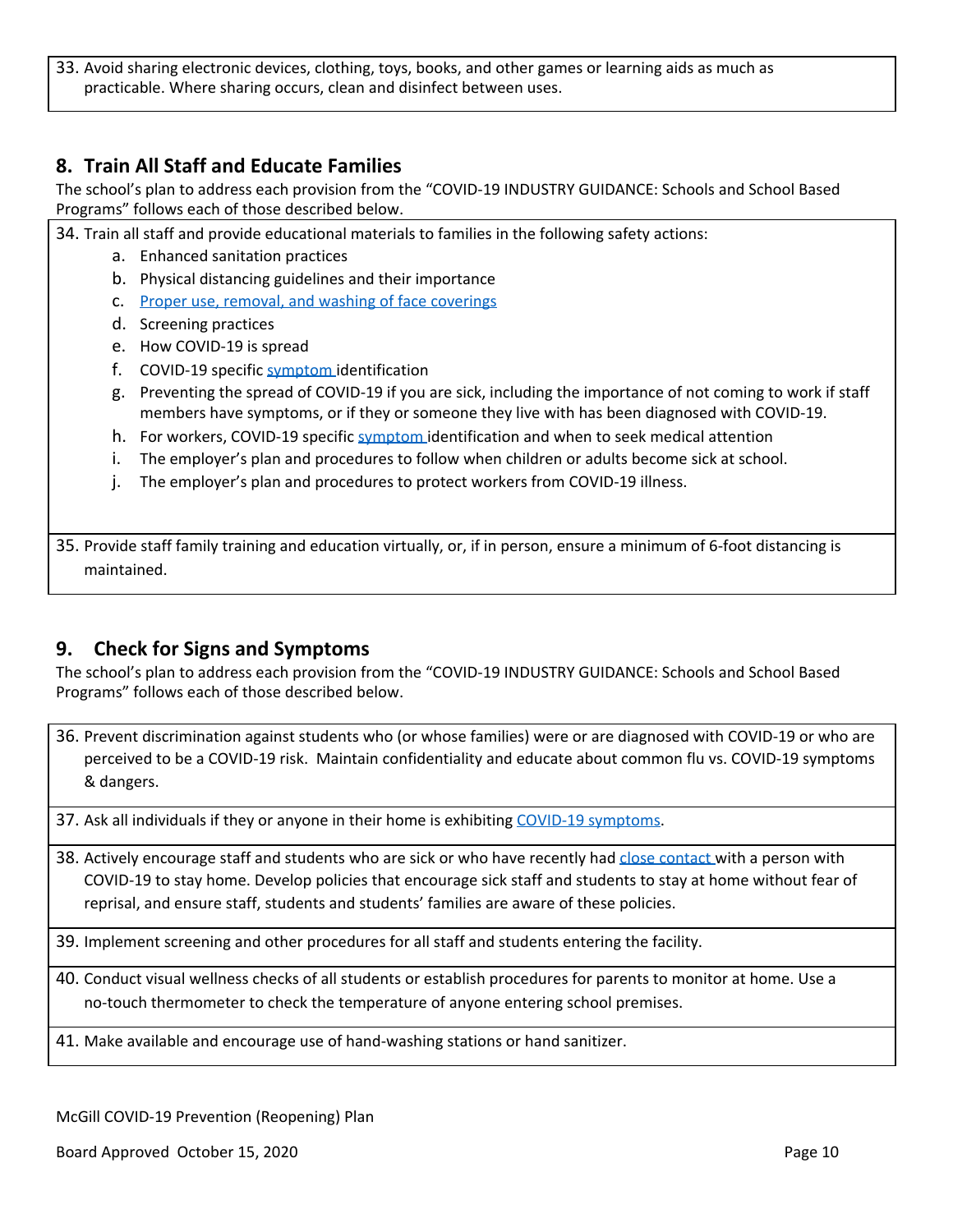33. Avoid sharing electronic devices, clothing, toys, books, and other games or learning aids as much as practicable. Where sharing occurs, clean and disinfect between uses.

## 8. Train All Staff and Educate Families

The school's plan to address each provision from the "COVID-19 INDUSTRY GUIDANCE: Schools and School Based Programs" follows each of those described below.

34. Train all staff and provide educational materials to families in the following safety actions:
    a. Enhanced sanitation practices
    b. Physical distancing guidelines and their importance
    c. [Proper use, removal, and washing of face coverings]
    d. Screening practices
    e. How COVID-19 is spread
    f. COVID-19 specific [symptom] identification
    g. Preventing the spread of COVID-19 if you are sick, including the importance of not coming to work if staff members have symptoms, or if they or someone they live with has been diagnosed with COVID-19.
    h. For workers, COVID-19 specific [symptom] identification and when to seek medical attention
    i. The employer's plan and procedures to follow when children or adults become sick at school.
    j. The employer's plan and procedures to protect workers from COVID-19 illness.

35. Provide staff family training and education virtually, or, if in person, ensure a minimum of 6-foot distancing is maintained.

## 9. Check for Signs and Symptoms

The school's plan to address each provision from the "COVID-19 INDUSTRY GUIDANCE: Schools and School Based Programs" follows each of those described below.

36. Prevent discrimination against students who (or whose families) were or are diagnosed with COVID-19 or who are perceived to be a COVID-19 risk. Maintain confidentiality and educate about common flu vs. COVID-19 symptoms & dangers.

37. Ask all individuals if they or anyone in their home is exhibiting [COVID-19 symptoms].

38. Actively encourage staff and students who are sick or who have recently had [close contact] with a person with COVID-19 to stay home. Develop policies that encourage sick staff and students to stay at home without fear of reprisal, and ensure staff, students and students' families are aware of these policies.

39. Implement screening and other procedures for all staff and students entering the facility.

40. Conduct visual wellness checks of all students or establish procedures for parents to monitor at home. Use a no-touch thermometer to check the temperature of anyone entering school premises.

41. Make available and encourage use of hand-washing stations or hand sanitizer.

McGill COVID-19 Prevention (Reopening) Plan

Board Approved October 15, 2020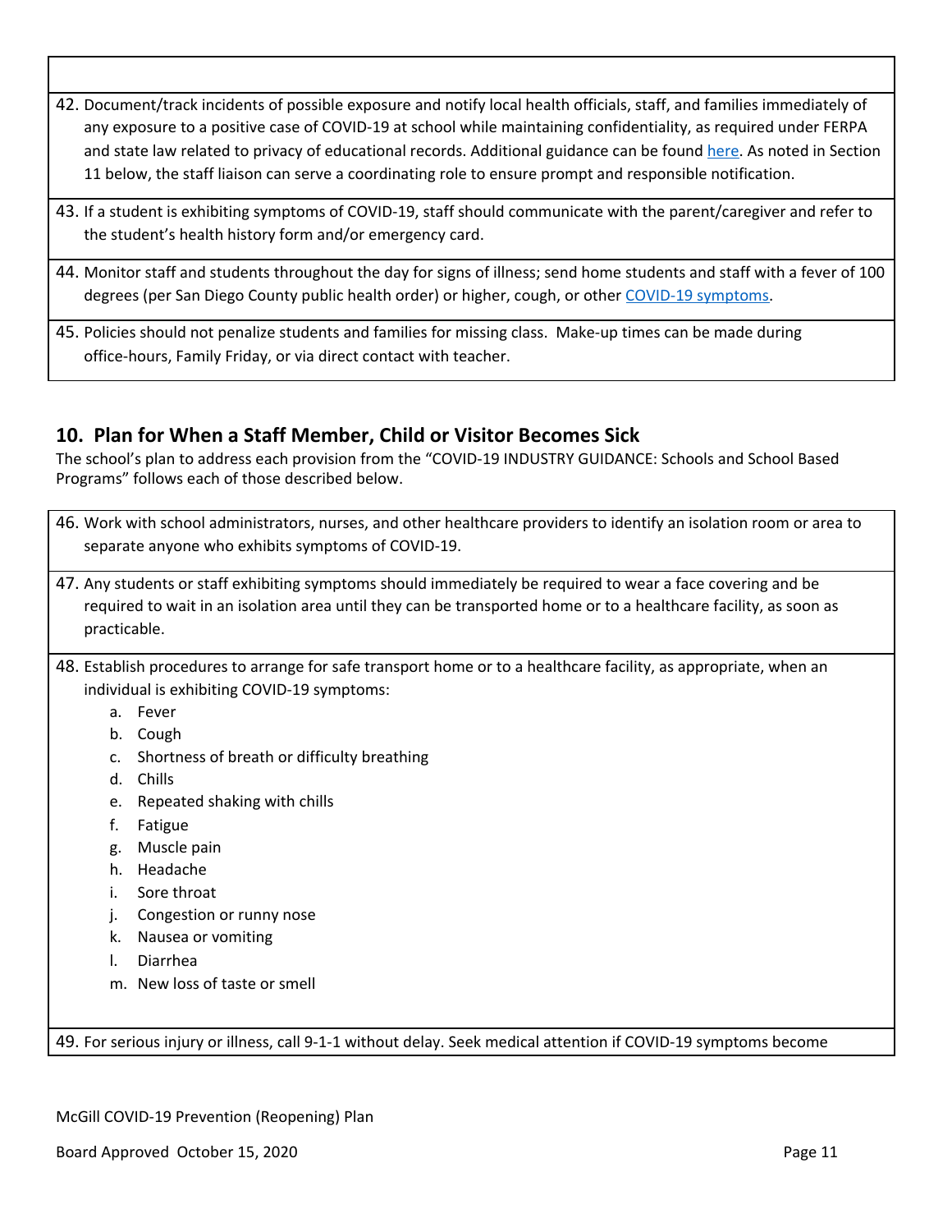42. Document/track incidents of possible exposure and notify local health officials, staff, and families immediately of any exposure to a positive case of COVID-19 at school while maintaining confidentiality, as required under FERPA and state law related to privacy of educational records. Additional guidance can be found here. As noted in Section 11 below, the staff liaison can serve a coordinating role to ensure prompt and responsible notification.

43. If a student is exhibiting symptoms of COVID-19, staff should communicate with the parent/caregiver and refer to the student's health history form and/or emergency card.

44. Monitor staff and students throughout the day for signs of illness; send home students and staff with a fever of 100 degrees (per San Diego County public health order) or higher, cough, or other COVID-19 symptoms.

45. Policies should not penalize students and families for missing class. Make-up times can be made during office-hours, Family Friday, or via direct contact with teacher.

## 10. Plan for When a Staff Member, Child or Visitor Becomes Sick

The school's plan to address each provision from the "COVID-19 INDUSTRY GUIDANCE: Schools and School Based Programs" follows each of those described below.

46. Work with school administrators, nurses, and other healthcare providers to identify an isolation room or area to separate anyone who exhibits symptoms of COVID-19.

47. Any students or staff exhibiting symptoms should immediately be required to wear a face covering and be required to wait in an isolation area until they can be transported home or to a healthcare facility, as soon as practicable.

48. Establish procedures to arrange for safe transport home or to a healthcare facility, as appropriate, when an individual is exhibiting COVID-19 symptoms:
    a. Fever
    b. Cough
    c. Shortness of breath or difficulty breathing
    d. Chills
    e. Repeated shaking with chills
    f. Fatigue
    g. Muscle pain
    h. Headache
    i. Sore throat
    j. Congestion or runny nose
    k. Nausea or vomiting
    l. Diarrhea
    m. New loss of taste or smell

49. For serious injury or illness, call 9-1-1 without delay. Seek medical attention if COVID-19 symptoms become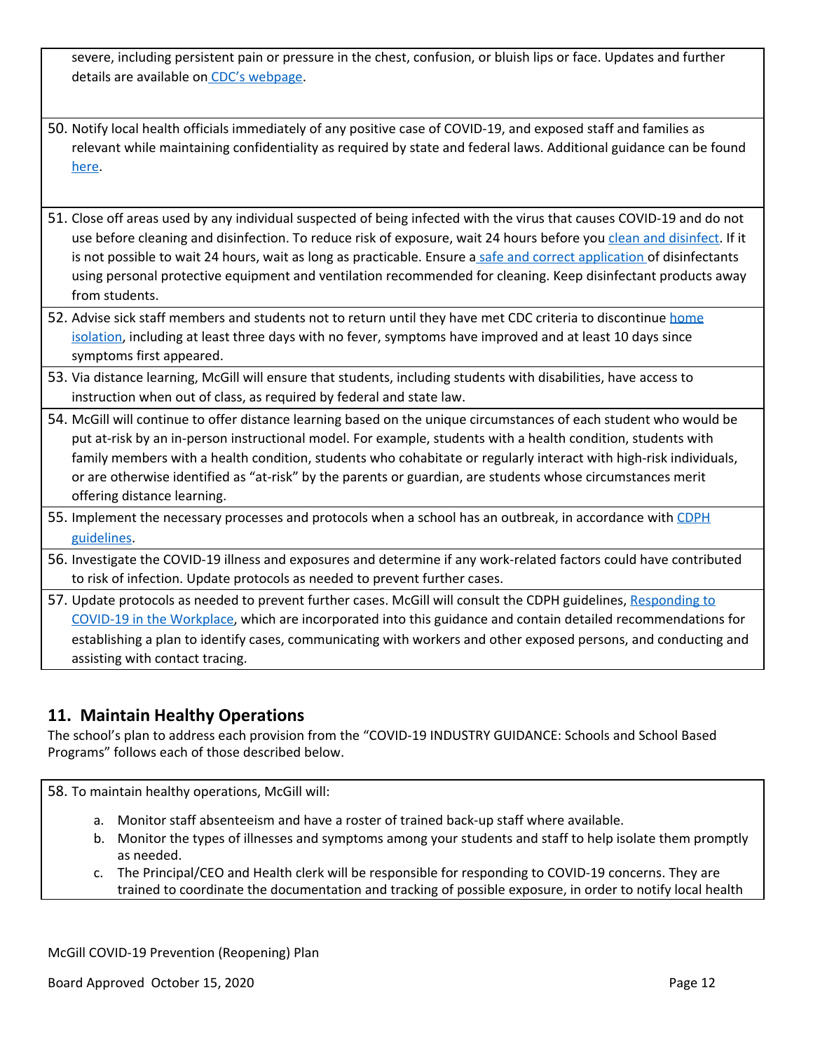severe, including persistent pain or pressure in the chest, confusion, or bluish lips or face. Updates and further details are available on CDC's webpage.

50. Notify local health officials immediately of any positive case of COVID-19, and exposed staff and families as relevant while maintaining confidentiality as required by state and federal laws. Additional guidance can be found here.

51. Close off areas used by any individual suspected of being infected with the virus that causes COVID-19 and do not use before cleaning and disinfection. To reduce risk of exposure, wait 24 hours before you clean and disinfect. If it is not possible to wait 24 hours, wait as long as practicable. Ensure a safe and correct application of disinfectants using personal protective equipment and ventilation recommended for cleaning. Keep disinfectant products away from students.

52. Advise sick staff members and students not to return until they have met CDC criteria to discontinue home isolation, including at least three days with no fever, symptoms have improved and at least 10 days since symptoms first appeared.

53. Via distance learning, McGill will ensure that students, including students with disabilities, have access to instruction when out of class, as required by federal and state law.

54. McGill will continue to offer distance learning based on the unique circumstances of each student who would be put at-risk by an in-person instructional model. For example, students with a health condition, students with family members with a health condition, students who cohabitate or regularly interact with high-risk individuals, or are otherwise identified as "at-risk" by the parents or guardian, are students whose circumstances merit offering distance learning.

55. Implement the necessary processes and protocols when a school has an outbreak, in accordance with CDPH guidelines.

56. Investigate the COVID-19 illness and exposures and determine if any work-related factors could have contributed to risk of infection. Update protocols as needed to prevent further cases.

57. Update protocols as needed to prevent further cases. McGill will consult the CDPH guidelines, Responding to COVID-19 in the Workplace, which are incorporated into this guidance and contain detailed recommendations for establishing a plan to identify cases, communicating with workers and other exposed persons, and conducting and assisting with contact tracing.

## 11. Maintain Healthy Operations

The school's plan to address each provision from the "COVID-19 INDUSTRY GUIDANCE: Schools and School Based Programs" follows each of those described below.

58. To maintain healthy operations, McGill will:

    a. Monitor staff absenteeism and have a roster of trained back-up staff where available.
    b. Monitor the types of illnesses and symptoms among your students and staff to help isolate them promptly as needed.
    c. The Principal/CEO and Health clerk will be responsible for responding to COVID-19 concerns. They are trained to coordinate the documentation and tracking of possible exposure, in order to notify local health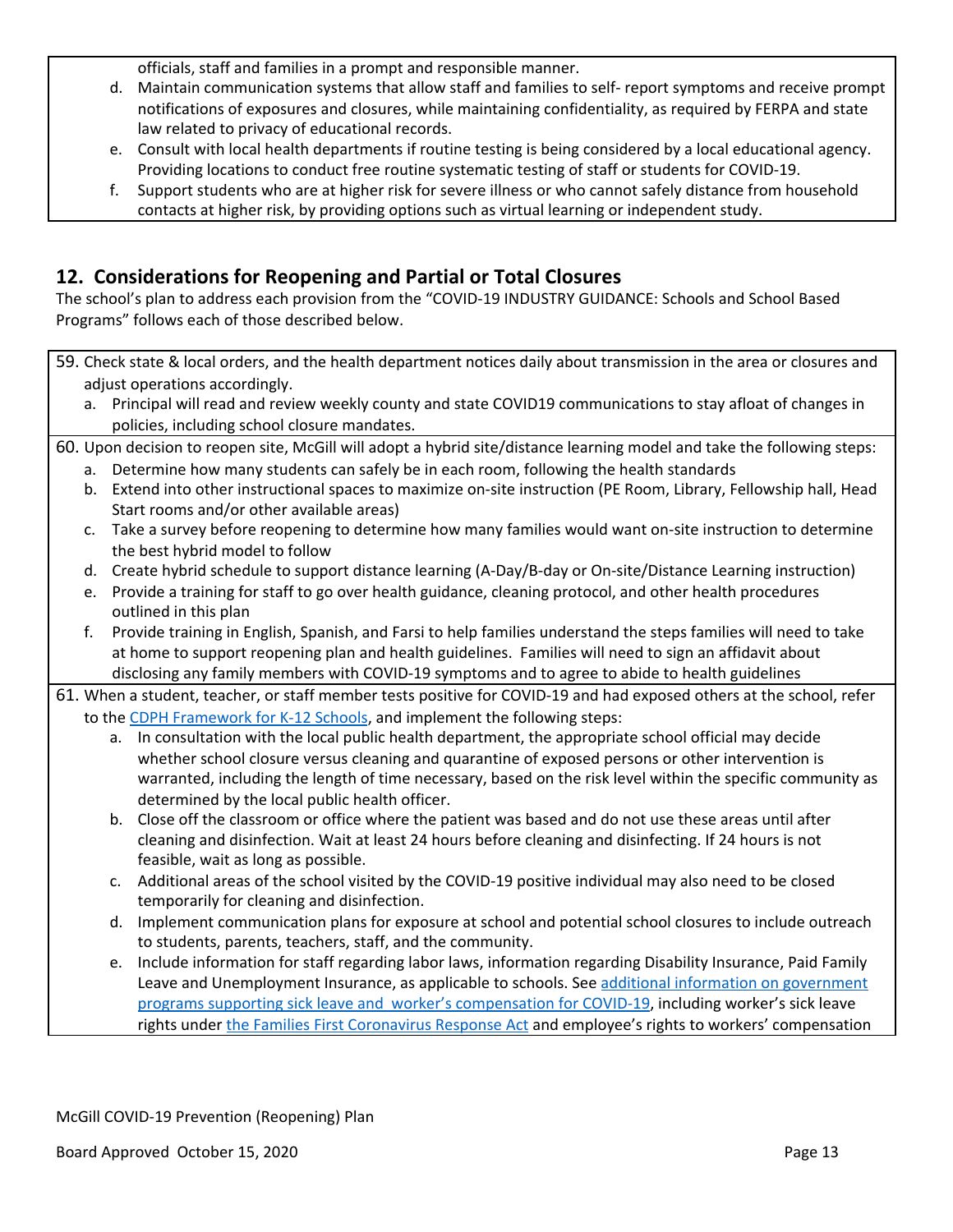officials, staff and families in a prompt and responsible manner.

d. Maintain communication systems that allow staff and families to self- report symptoms and receive prompt notifications of exposures and closures, while maintaining confidentiality, as required by FERPA and state law related to privacy of educational records.

e. Consult with local health departments if routine testing is being considered by a local educational agency. Providing locations to conduct free routine systematic testing of staff or students for COVID-19.

f. Support students who are at higher risk for severe illness or who cannot safely distance from household contacts at higher risk, by providing options such as virtual learning or independent study.

## 12. Considerations for Reopening and Partial or Total Closures

The school's plan to address each provision from the "COVID-19 INDUSTRY GUIDANCE: Schools and School Based Programs" follows each of those described below.

59. Check state & local orders, and the health department notices daily about transmission in the area or closures and adjust operations accordingly.
    a. Principal will read and review weekly county and state COVID19 communications to stay afloat of changes in policies, including school closure mandates.

60. Upon decision to reopen site, McGill will adopt a hybrid site/distance learning model and take the following steps:
    a. Determine how many students can safely be in each room, following the health standards
    b. Extend into other instructional spaces to maximize on-site instruction (PE Room, Library, Fellowship hall, Head Start rooms and/or other available areas)
    c. Take a survey before reopening to determine how many families would want on-site instruction to determine the best hybrid model to follow
    d. Create hybrid schedule to support distance learning (A-Day/B-day or On-site/Distance Learning instruction)
    e. Provide a training for staff to go over health guidance, cleaning protocol, and other health procedures outlined in this plan
    f. Provide training in English, Spanish, and Farsi to help families understand the steps families will need to take at home to support reopening plan and health guidelines. Families will need to sign an affidavit about disclosing any family members with COVID-19 symptoms and to agree to abide to health guidelines

61. When a student, teacher, or staff member tests positive for COVID-19 and had exposed others at the school, refer to the CDPH Framework for K-12 Schools, and implement the following steps:
    a. In consultation with the local public health department, the appropriate school official may decide whether school closure versus cleaning and quarantine of exposed persons or other intervention is warranted, including the length of time necessary, based on the risk level within the specific community as determined by the local public health officer.
    b. Close off the classroom or office where the patient was based and do not use these areas until after cleaning and disinfection. Wait at least 24 hours before cleaning and disinfecting. If 24 hours is not feasible, wait as long as possible.
    c. Additional areas of the school visited by the COVID-19 positive individual may also need to be closed temporarily for cleaning and disinfection.
    d. Implement communication plans for exposure at school and potential school closures to include outreach to students, parents, teachers, staff, and the community.
    e. Include information for staff regarding labor laws, information regarding Disability Insurance, Paid Family Leave and Unemployment Insurance, as applicable to schools. See additional information on government programs supporting sick leave and worker's compensation for COVID-19, including worker's sick leave rights under the Families First Coronavirus Response Act and employee's rights to workers' compensation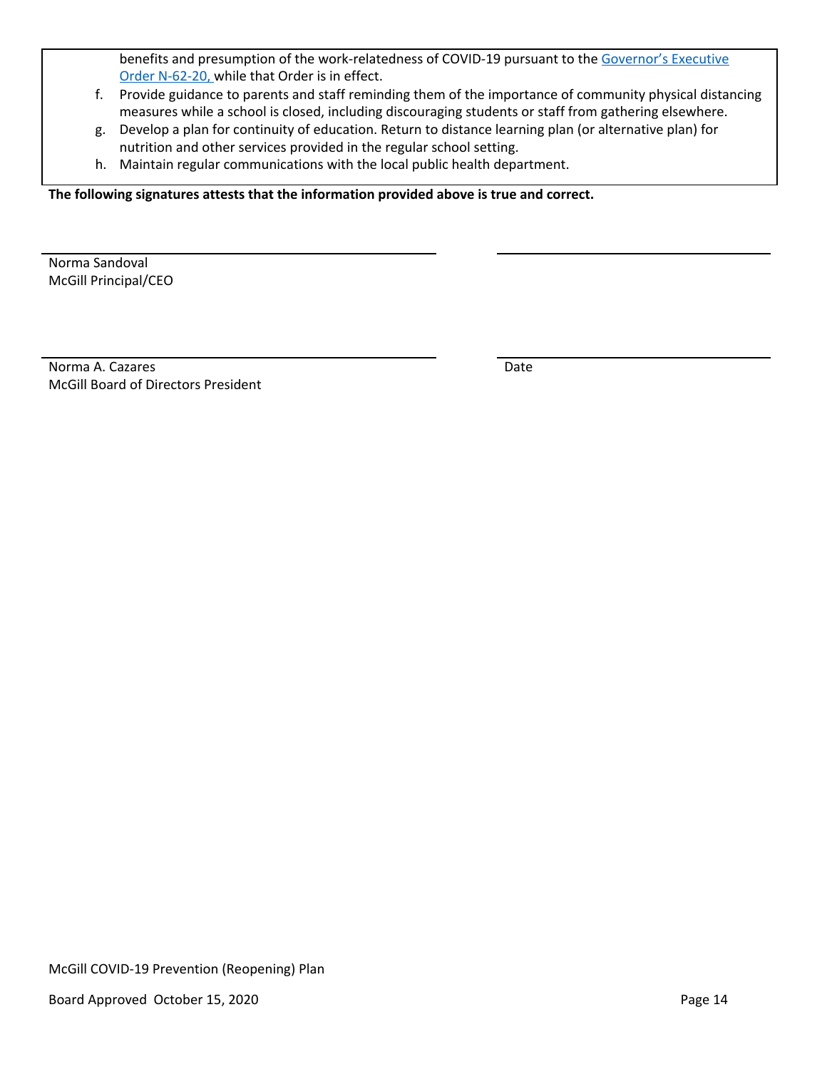benefits and presumption of the work-relatedness of COVID-19 pursuant to the [Governor's Executive Order N-62-20,](#) while that Order is in effect.

f. Provide guidance to parents and staff reminding them of the importance of community physical distancing measures while a school is closed, including discouraging students or staff from gathering elsewhere.
g. Develop a plan for continuity of education. Return to distance learning plan (or alternative plan) for nutrition and other services provided in the regular school setting.
h. Maintain regular communications with the local public health department.

**The following signatures attests that the information provided above is true and correct.**

\_\_\_\_\_\_\_\_\_\_\_\_\_\_\_\_\_\_\_\_\_\_\_\_\_\_\_\_\_\_ \_\_\_\_\_\_\_\_\_\_\_\_\_\_\_\_\_\_\_\_

Norma Sandoval
McGill Principal/CEO

\_\_\_\_\_\_\_\_\_\_\_\_\_\_\_\_\_\_\_\_\_\_\_\_\_\_\_\_\_\_ \_\_\_\_\_\_\_\_\_\_\_\_\_\_\_\_\_\_\_\_

Norma A. Cazares
McGill Board of Directors President

Date

McGill COVID-19 Prevention (Reopening) Plan

Board Approved October 15, 2020